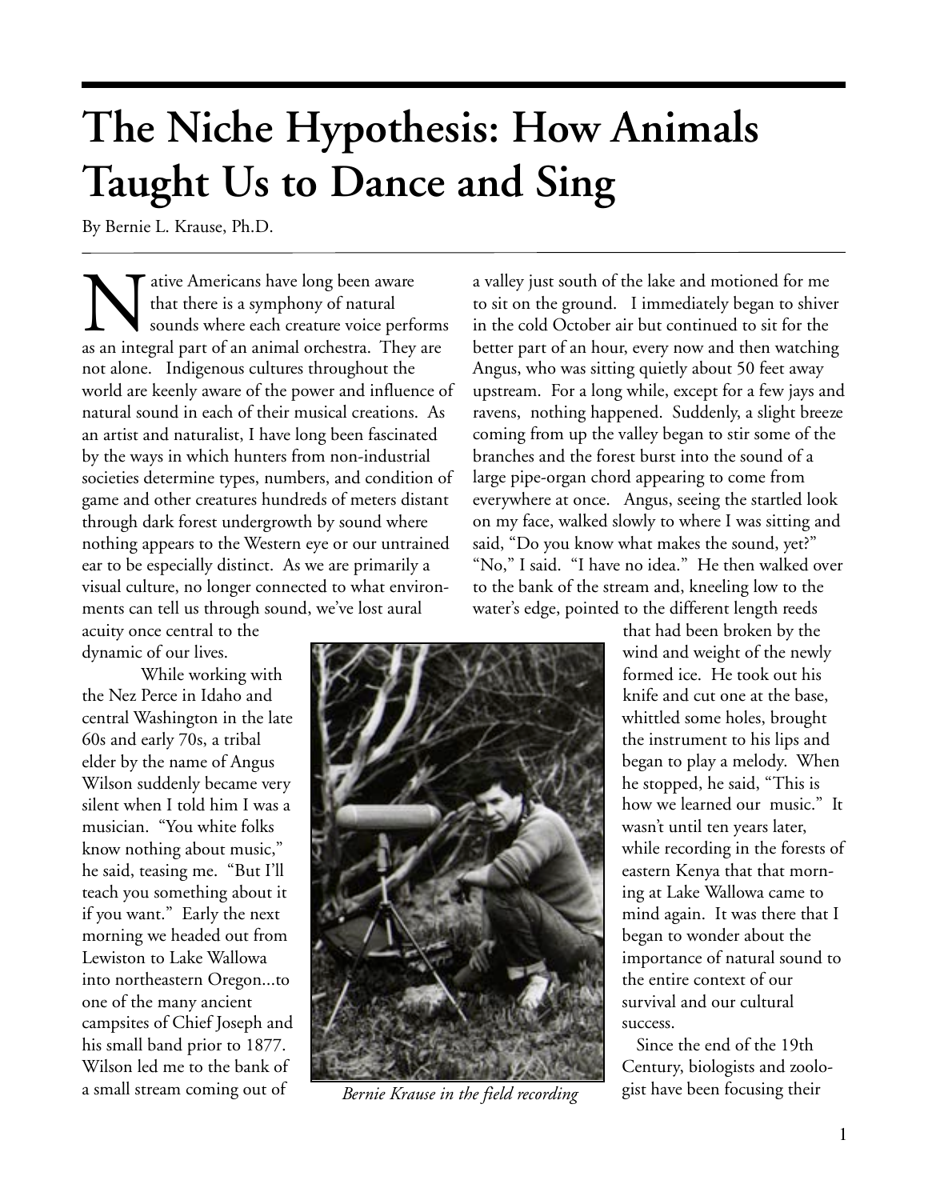# The Niche Hypothesis: How Animals Taught Us to Dance and Sing

By Bernie L. Krause, Ph.D.

Native Americans have long been aware that there is a symphony of natural sounds where each creature voice performs as an integral part of an animal orchestra. They are not alone. Indigenous cultures throughout the world are keenly aware of the power and influence of natural sound in each of their musical creations. As an artist and naturalist, I have long been fascinated by the ways in which hunters from non-industrial societies determine types, numbers, and condition of game and other creatures hundreds of meters distant through dark forest undergrowth by sound where nothing appears to the Western eye or our untrained ear to be especially distinct. As we are primarily a visual culture, no longer connected to what environments can tell us through sound, we've lost aural acuity once central to the dynamic of our lives.

While working with the Nez Perce in Idaho and central Washington in the late 60s and early 70s, a tribal elder by the name of Angus Wilson suddenly became very silent when I told him I was a musician. "You white folks know nothing about music," he said, teasing me. "But I'll teach you something about it if you want." Early the next morning we headed out from Lewiston to Lake Wallowa into northeastern Oregon...to one of the many ancient campsites of Chief Joseph and his small band prior to 1877. Wilson led me to the bank of a small stream coming out of a valley just south of the lake and motioned for me to sit on the ground. I immediately began to shiver in the cold October air but continued to sit for the better part of an hour, every now and then watching Angus, who was sitting quietly about 50 feet away upstream. For a long while, except for a few jays and ravens, nothing happened. Suddenly, a slight breeze coming from up the valley began to stir some of the branches and the forest burst into the sound of a large pipe-organ chord appearing to come from everywhere at once. Angus, seeing the startled look on my face, walked slowly to where I was sitting and said, "Do you know what makes the sound, yet?" "No," I said. "I have no idea." He then walked over to the bank of the stream and, kneeling low to the water's edge, pointed to the different length reeds that had been broken by the wind and weight of the newly formed ice. He took out his knife and cut one at the base, whittled some holes, brought the instrument to his lips and began to play a melody. When he stopped, he said, "This is how we learned our music." It wasn't until ten years later, while recording in the forests of eastern Kenya that that morning at Lake Wallowa came to mind again. It was there that I began to wonder about the importance of natural sound to the entire context of our survival and our cultural success.

*Bernie Krause in the field recording*

Since the end of the 19th Century, biologists and zoologist have been focusing their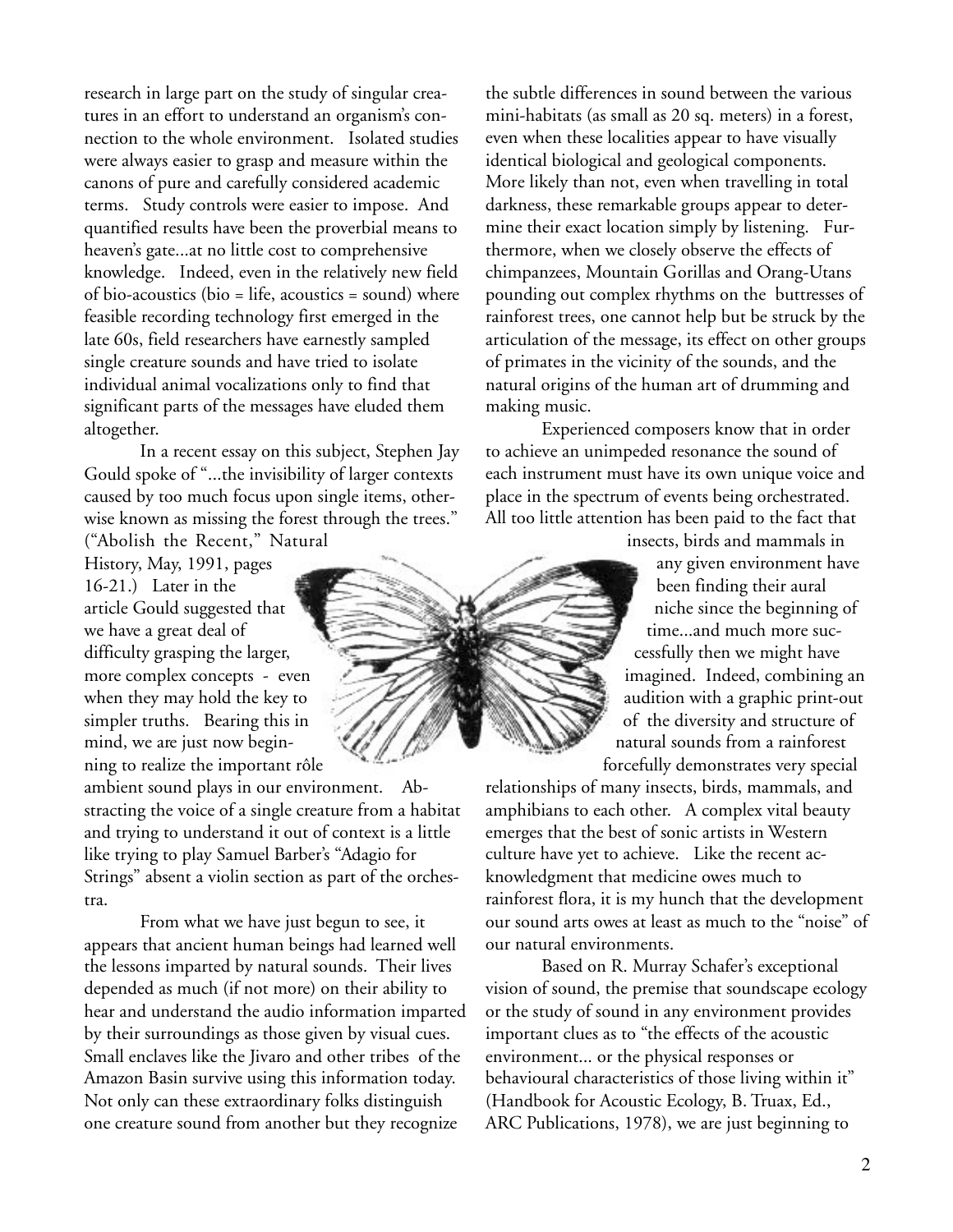research in large part on the study of singular creatures in an effort to understand an organism's connection to the whole environment. Isolated studies were always easier to grasp and measure within the canons of pure and carefully considered academic terms. Study controls were easier to impose. And quantified results have been the proverbial means to heaven's gate...at no little cost to comprehensive knowledge. Indeed, even in the relatively new field of bio-acoustics (bio = life, acoustics = sound) where feasible recording technology first emerged in the late 60s, field researchers have earnestly sampled single creature sounds and have tried to isolate individual animal vocalizations only to find that significant parts of the messages have eluded them altogether.

In a recent essay on this subject, Stephen Jay Gould spoke of "...the invisibility of larger contexts caused by too much focus upon single items, otherwise known as missing the forest through the trees." ("Abolish the Recent," Natural History, May, 1991, pages 16-21.) Later in the article Gould suggested that we have a great deal of difficulty grasping the larger, more complex concepts - even when they may hold the key to simpler truths. Bearing this in mind, we are just now beginning to realize the important rôle ambient sound plays in our environment. Abstracting the voice of a single creature from a habitat and trying to understand it out of context is a little like trying to play Samuel Barber's "Adagio for Strings" absent a violin section as part of the orchestra.

From what we have just begun to see, it appears that ancient human beings had learned well the lessons imparted by natural sounds. Their lives depended as much (if not more) on their ability to hear and understand the audio information imparted by their surroundings as those given by visual cues. Small enclaves like the Jivaro and other tribes of the Amazon Basin survive using this information today. Not only can these extraordinary folks distinguish one creature sound from another but they recognize the subtle differences in sound between the various mini-habitats (as small as 20 sq. meters) in a forest, even when these localities appear to have visually identical biological and geological components. More likely than not, even when travelling in total darkness, these remarkable groups appear to determine their exact location simply by listening. Furthermore, when we closely observe the effects of chimpanzees, Mountain Gorillas and Orang-Utans pounding out complex rhythms on the buttresses of rainforest trees, one cannot help but be struck by the articulation of the message, its effect on other groups of primates in the vicinity of the sounds, and the natural origins of the human art of drumming and making music.

Experienced composers know that in order to achieve an unimpeded resonance the sound of each instrument must have its own unique voice and place in the spectrum of events being orchestrated. All too little attention has been paid to the fact that insects, birds and mammals in any given environment have been finding their aural niche since the beginning of time...and much more successfully then we might have imagined. Indeed, combining an audition with a graphic print-out of the diversity and structure of natural sounds from a rainforest forcefully demonstrates very special relationships of many insects, birds, mammals, and amphibians to each other. A complex vital beauty emerges that the best of sonic artists in Western culture have yet to achieve. Like the recent acknowledgment that medicine owes much to rainforest flora, it is my hunch that the development our sound arts owes at least as much to the "noise" of our natural environments.

Based on R. Murray Schafer's exceptional vision of sound, the premise that soundscape ecology or the study of sound in any environment provides important clues as to "the effects of the acoustic environment... or the physical responses or behavioural characteristics of those living within it" (Handbook for Acoustic Ecology, B. Truax, Ed., ARC Publications, 1978), we are just beginning to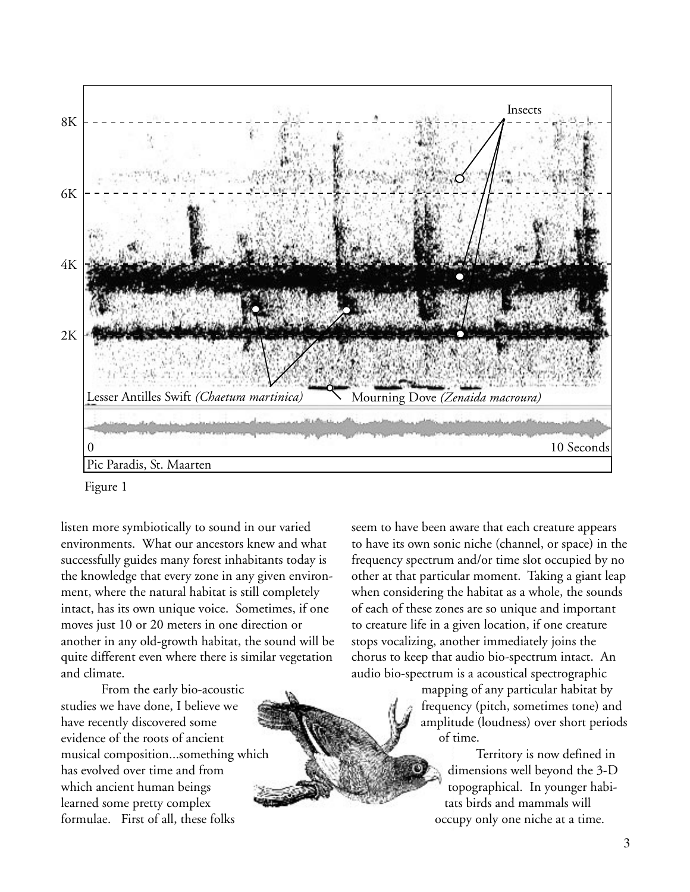Figure 1

listen more symbiotically to sound in our varied environments. What our ancestors knew and what successfully guides many forest inhabitants today is the knowledge that every zone in any given environment, where the natural habitat is still completely intact, has its own unique voice. Sometimes, if one moves just 10 or 20 meters in one direction or another in any old-growth habitat, the sound will be quite different even where there is similar vegetation and climate.

From the early bio-acoustic studies we have done, I believe we have recently discovered some evidence of the roots of ancient musical composition...something which has evolved over time and from which ancient human beings learned some pretty complex formulae. First of all, these folks seem to have been aware that each creature appears to have its own sonic niche (channel, or space) in the frequency spectrum and/or time slot occupied by no other at that particular moment. Taking a giant leap when considering the habitat as a whole, the sounds of each of these zones are so unique and important to creature life in a given location, if one creature stops vocalizing, another immediately joins the chorus to keep that audio bio-spectrum intact. An audio bio-spectrum is a acoustical spectrographic mapping of any particular habitat by frequency (pitch, sometimes tone) and amplitude (loudness) over short periods of time.

Territory is now defined in dimensions well beyond the 3-D topographical. In younger habitats birds and mammals will occupy only one niche at a time.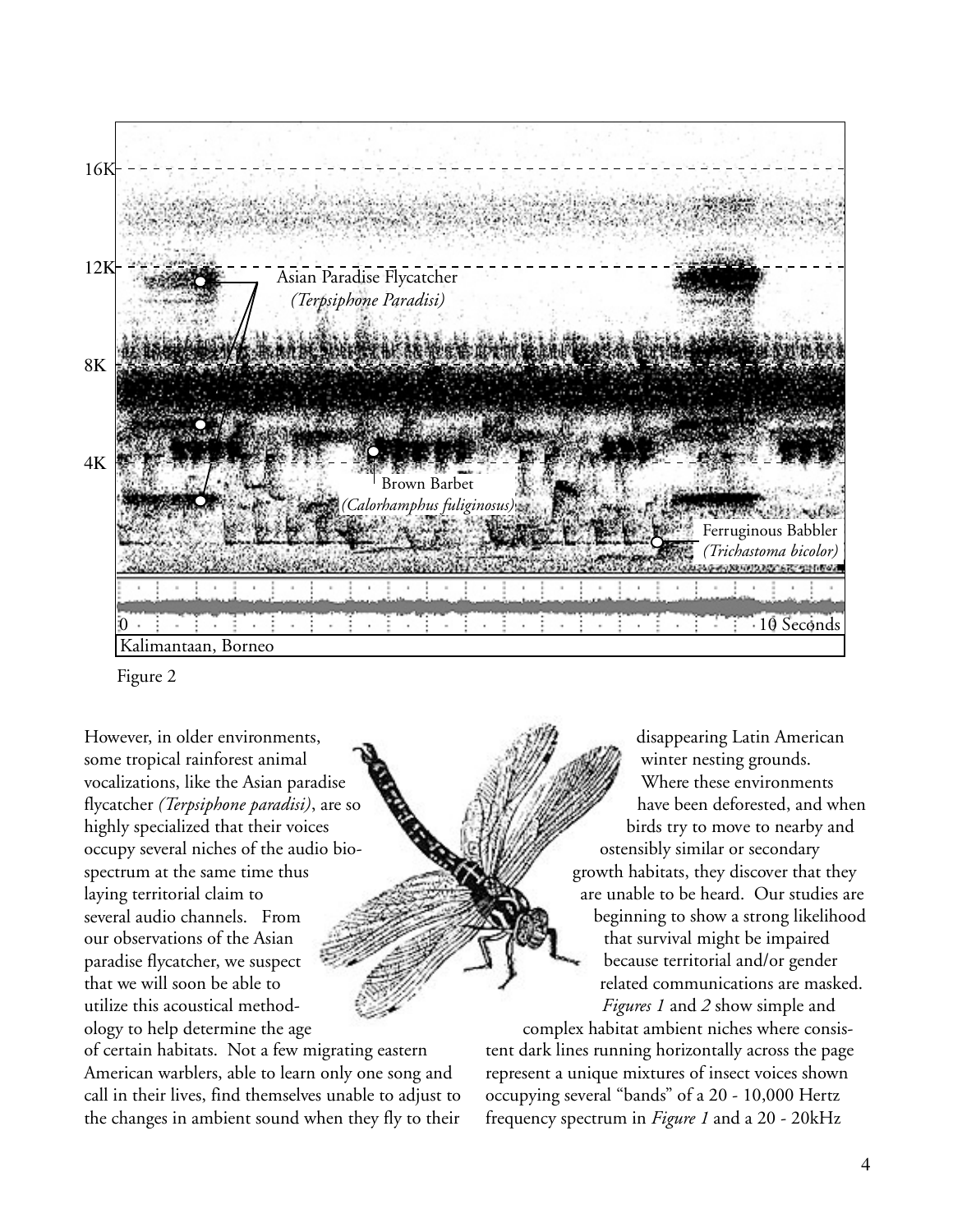Figure 2

However, in older environments, some tropical rainforest animal vocalizations, like the Asian paradise flycatcher *(Terpsiphone paradisi)*, are so highly specialized that their voices occupy several niches of the audio bio-spectrum at the same time thus laying territorial claim to several audio channels. From our observations of the Asian paradise flycatcher, we suspect that we will soon be able to utilize this acoustical methodology to help determine the age of certain habitats. Not a few migrating eastern American warblers, able to learn only one song and call in their lives, find themselves unable to adjust to the changes in ambient sound when they fly to their disappearing Latin American winter nesting grounds. Where these environments have been deforested, and when birds try to move to nearby and ostensibly similar or secondary growth habitats, they discover that they are unable to be heard. Our studies are beginning to show a strong likelihood that survival might be impaired because territorial and/or gender related communications are masked.

*Figures 1* and *2* show simple and complex habitat ambient niches where consistent dark lines running horizontally across the page represent a unique mixtures of insect voices shown occupying several "bands" of a 20 - 10,000 Hertz frequency spectrum in *Figure 1* and a 20 - 20kHz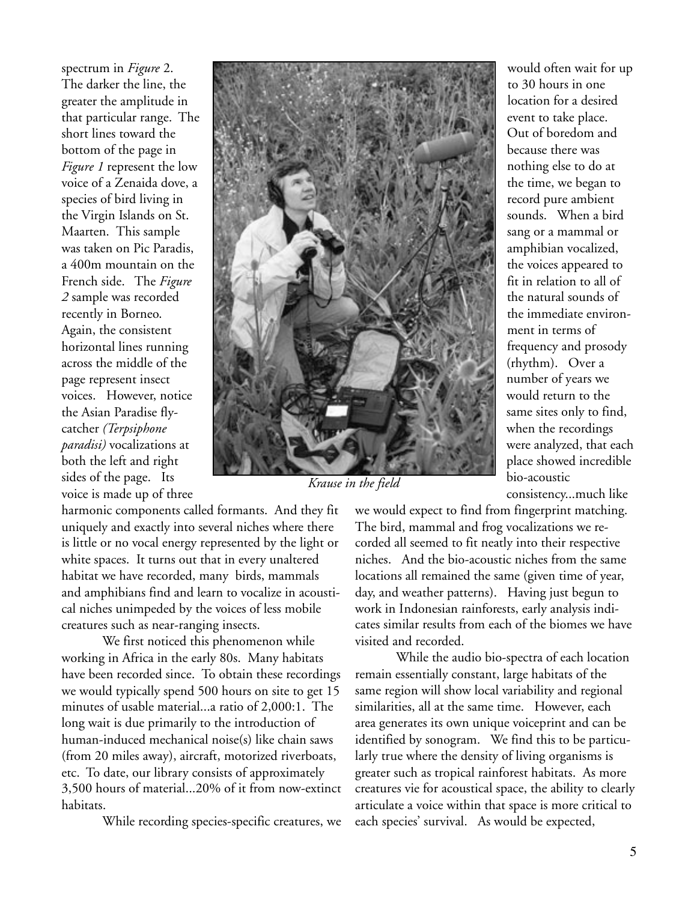spectrum in *Figure* 2. The darker the line, the greater the amplitude in that particular range. The short lines toward the bottom of the page in *Figure 1* represent the low voice of a Zenaida dove, a species of bird living in the Virgin Islands on St. Maarten. This sample was taken on Pic Paradis, a 400m mountain on the French side. The *Figure 2* sample was recorded recently in Borneo. Again, the consistent horizontal lines running across the middle of the page represent insect voices. However, notice the Asian Paradise fly-catcher *(Terpsiphone paradisi)* vocalizations at both the left and right sides of the page. Its voice is made up of three harmonic components called formants. And they fit uniquely and exactly into several niches where there is little or no vocal energy represented by the light or white spaces. It turns out that in every unaltered habitat we have recorded, many birds, mammals and amphibians find and learn to vocalize in acoustical niches unimpeded by the voices of less mobile creatures such as near-ranging insects.

*Krause in the field*

We first noticed this phenomenon while working in Africa in the early 80s. Many habitats have been recorded since. To obtain these recordings we would typically spend 500 hours on site to get 15 minutes of usable material...a ratio of 2,000:1. The long wait is due primarily to the introduction of human-induced mechanical noise(s) like chain saws (from 20 miles away), aircraft, motorized riverboats, etc. To date, our library consists of approximately 3,500 hours of material...20% of it from now-extinct habitats.

While recording species-specific creatures, we would often wait for up to 30 hours in one location for a desired event to take place. Out of boredom and because there was nothing else to do at the time, we began to record pure ambient sounds. When a bird sang or a mammal or amphibian vocalized, the voices appeared to fit in relation to all of the natural sounds of the immediate environment in terms of frequency and prosody (rhythm). Over a number of years we would return to the same sites only to find, when the recordings were analyzed, that each place showed incredible bio-acoustic consistency...much like we would expect to find from fingerprint matching. The bird, mammal and frog vocalizations we recorded all seemed to fit neatly into their respective niches. And the bio-acoustic niches from the same locations all remained the same (given time of year, day, and weather patterns). Having just begun to work in Indonesian rainforests, early analysis indicates similar results from each of the biomes we have visited and recorded.

While the audio bio-spectra of each location remain essentially constant, large habitats of the same region will show local variability and regional similarities, all at the same time. However, each area generates its own unique voiceprint and can be identified by sonogram. We find this to be particularly true where the density of living organisms is greater such as tropical rainforest habitats. As more creatures vie for acoustical space, the ability to clearly articulate a voice within that space is more critical to each species' survival. As would be expected,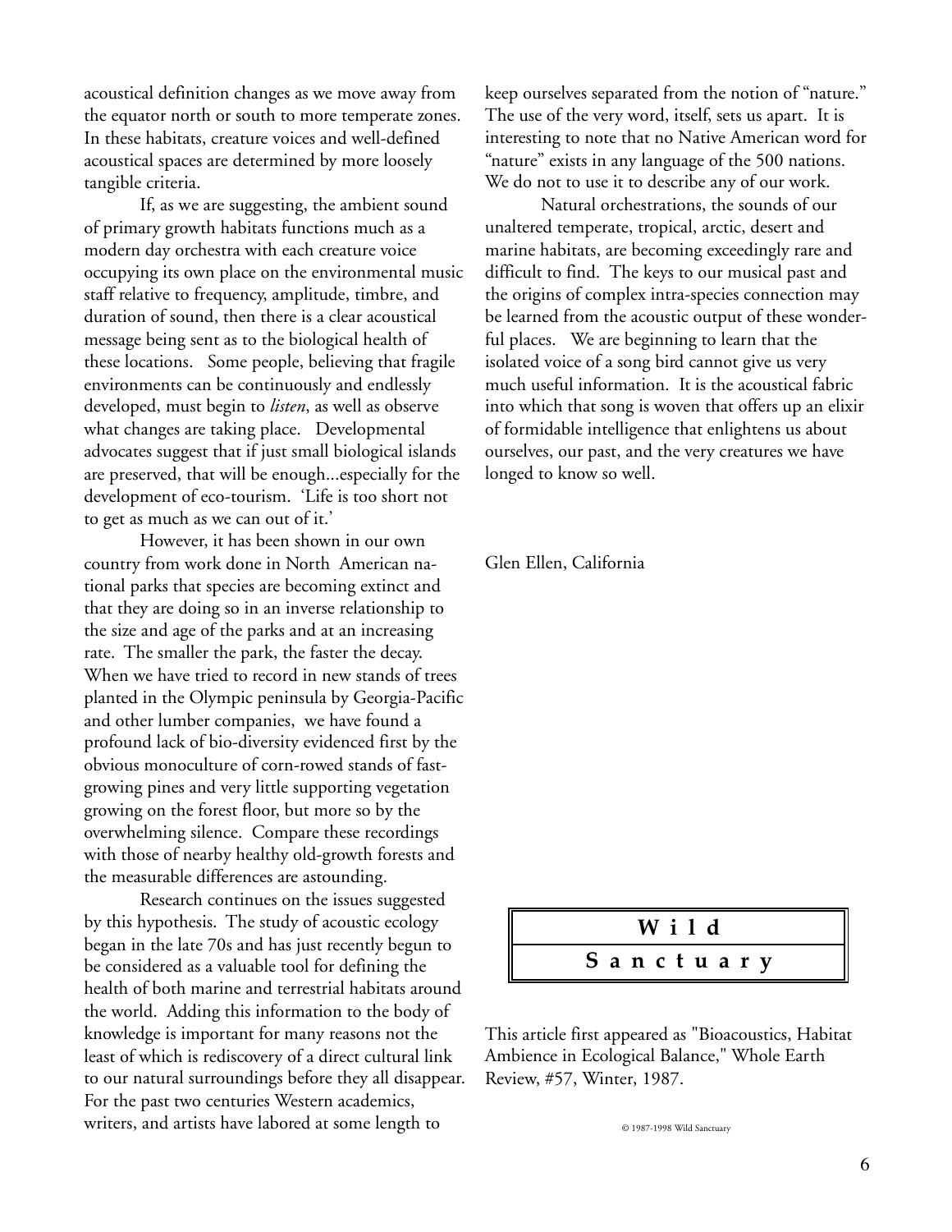acoustical definition changes as we move away from the equator north or south to more temperate zones. In these habitats, creature voices and well-defined acoustical spaces are determined by more loosely tangible criteria.

If, as we are suggesting, the ambient sound of primary growth habitats functions much as a modern day orchestra with each creature voice occupying its own place on the environmental music staff relative to frequency, amplitude, timbre, and duration of sound, then there is a clear acoustical message being sent as to the biological health of these locations. Some people, believing that fragile environments can be continuously and endlessly developed, must begin to *listen*, as well as observe what changes are taking place. Developmental advocates suggest that if just small biological islands are preserved, that will be enough...especially for the development of eco-tourism. 'Life is too short not to get as much as we can out of it.'

However, it has been shown in our own country from work done in North American national parks that species are becoming extinct and that they are doing so in an inverse relationship to the size and age of the parks and at an increasing rate. The smaller the park, the faster the decay. When we have tried to record in new stands of trees planted in the Olympic peninsula by Georgia-Pacific and other lumber companies, we have found a profound lack of bio-diversity evidenced first by the obvious monoculture of corn-rowed stands of fast-growing pines and very little supporting vegetation growing on the forest floor, but more so by the overwhelming silence. Compare these recordings with those of nearby healthy old-growth forests and the measurable differences are astounding.

Research continues on the issues suggested by this hypothesis. The study of acoustic ecology began in the late 70s and has just recently begun to be considered as a valuable tool for defining the health of both marine and terrestrial habitats around the world. Adding this information to the body of knowledge is important for many reasons not the least of which is rediscovery of a direct cultural link to our natural surroundings before they all disappear. For the past two centuries Western academics, writers, and artists have labored at some length to keep ourselves separated from the notion of "nature." The use of the very word, itself, sets us apart. It is interesting to note that no Native American word for "nature" exists in any language of the 500 nations. We do not to use it to describe any of our work.

Natural orchestrations, the sounds of our unaltered temperate, tropical, arctic, desert and marine habitats, are becoming exceedingly rare and difficult to find. The keys to our musical past and the origins of complex intra-species connection may be learned from the acoustic output of these wonderful places. We are beginning to learn that the isolated voice of a song bird cannot give us very much useful information. It is the acoustical fabric into which that song is woven that offers up an elixir of formidable intelligence that enlightens us about ourselves, our past, and the very creatures we have longed to know so well.

Glen Ellen, California

**W i l d**

**S a n c t u a r y**

This article first appeared as "Bioacoustics, Habitat Ambience in Ecological Balance," Whole Earth Review, #57, Winter, 1987.

© 1987-1998 Wild Sanctuary